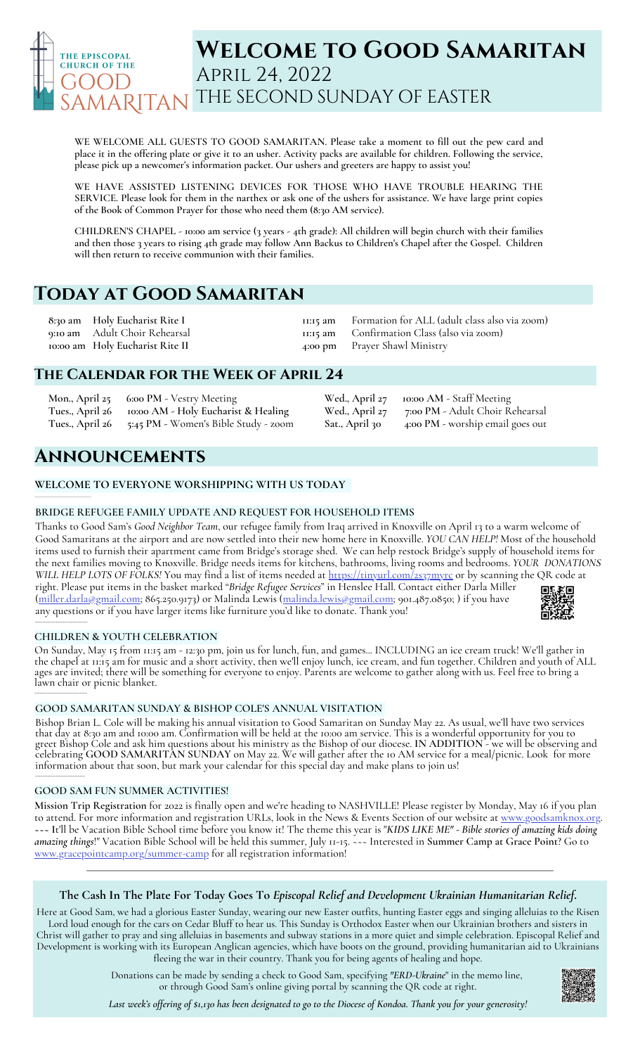# Welcome to Good Samaritan

## April 24, 2022

## The Second Sunday of Easter

THE EPISCOPAL CHURCH OF THE GOOD SAMARITAN

**WE WELCOME ALL GUESTS TO GOOD SAMARITAN. Please take a moment to fill out the pew card and place it in the offering plate or give it to an usher. Activity packs are available for children. Following the service, please pick up a newcomer's information packet. Our ushers and greeters are happy to assist you!**

**WE HAVE ASSISTED LISTENING DEVICES FOR THOSE WHO HAVE TROUBLE HEARING THE SERVICE. Please look for them in the narthex or ask one of the ushers for assistance. We have large print copies of the Book of Common Prayer for those who need them (8:30 AM service).**

**CHILDREN'S CHAPEL - 10:00 am service (3 years - 4th grade): All children will begin church with their families and then those 3 years to rising 4th grade may follow Ann Backus to Children's Chapel after the Gospel. Children will then return to receive communion with their families.**

# Today at Good Samaritan

**8:30 am** Holy Eucharist Rite I
**9:10 am** Adult Choir Rehearsal
**10:00 am** Holy Eucharist Rite II
**11:15 am** Formation for ALL (adult class also via zoom)
**11:15 am** Confirmation Class (also via zoom)
**4:00 pm** Prayer Shawl Ministry

## The Calendar for the Week of April 24

**Mon., April 25** 6:00 PM - Vestry Meeting
**Tues., April 26** 10:00 AM - Holy Eucharist & Healing
**Tues., April 26** 5:45 PM - Women's Bible Study - zoom
**Wed., April 27** 10:00 AM - Staff Meeting
**Wed., April 27** 7:00 PM - Adult Choir Rehearsal
**Sat., April 30** 4:00 PM - worship email goes out

# Announcements

### WELCOME TO EVERYONE WORSHIPPING WITH US TODAY

### BRIDGE REFUGEE FAMILY UPDATE AND REQUEST FOR HOUSEHOLD ITEMS

Thanks to Good Sam's *Good Neighbor Team*, our refugee family from Iraq arrived in Knoxville on April 13 to a warm welcome of Good Samaritans at the airport and are now settled into their new home here in Knoxville. *YOU CAN HELP!* Most of the household items used to furnish their apartment came from Bridge's storage shed. We can help restock Bridge's supply of household items for the next families moving to Knoxville. Bridge needs items for kitchens, bathrooms, living rooms and bedrooms. *YOUR DONATIONS WILL HELP LOTS OF FOLKS!* You may find a list of items needed at https://tinyurl.com/2s37myrc or by scanning the QR code at right. Please put items in the basket marked "*Bridge Refugee Services*" in Henslee Hall. Contact either Darla Miller (miller.darla@gmail.com; 865.250.9173) or Malinda Lewis (malinda.lewis@gmail.com; 901.487.0850; ) if you have any questions or if you have larger items like furniture you'd like to donate. Thank you!

### CHILDREN & YOUTH CELEBRATION

On Sunday, May 15 from 11:15 am - 12:30 pm, join us for lunch, fun, and games... INCLUDING an ice cream truck! We'll gather in the chapel at 11:15 am for music and a short activity, then we'll enjoy lunch, ice cream, and fun together. Children and youth of ALL ages are invited; there will be something for everyone to enjoy. Parents are welcome to gather along with us. Feel free to bring a lawn chair or picnic blanket.

### GOOD SAMARITAN SUNDAY & BISHOP COLE'S ANNUAL VISITATION

Bishop Brian L. Cole will be making his annual visitation to Good Samaritan on Sunday May 22. As usual, we'll have two services that day at 8:30 am and 10:00 am. Confirmation will be held at the 10:00 am service. This is a wonderful opportunity for you to greet Bishop Cole and ask him questions about his ministry as the Bishop of our diocese. **IN ADDITION** - we will be observing and celebrating **GOOD SAMARITAN SUNDAY** on May 22. We will gather after the 10 AM service for a meal/picnic. Look for more information about that soon, but mark your calendar for this special day and make plans to join us!

### GOOD SAM FUN SUMMER ACTIVITIES!

**Mission Trip Registration** for 2022 is finally open and we're heading to NASHVILLE! Please register by Monday, May 16 if you plan to attend. For more information and registration URLs, look in the News & Events Section of our website at www.goodsamknox.org. ~~~ It'll be Vacation Bible School time before you know it! The theme this year is "*KIDS LIKE ME" - Bible stories of amazing kids doing amazing things!*" Vacation Bible School will be held this summer, July 11-15. ~~~ Interested in **Summer Camp at Grace Point**? Go to www.gracepointcamp.org/summer-camp for all registration information!

---

**The Cash In The Plate For Today Goes To *Episcopal Relief and Development Ukrainian Humanitarian Relief.***

Here at Good Sam, we had a glorious Easter Sunday, wearing our new Easter outfits, hunting Easter eggs and singing alleluias to the Risen Lord loud enough for the cars on Cedar Bluff to hear us. This Sunday is Orthodox Easter when our Ukrainian brothers and sisters in Christ will gather to pray and sing alleluias in basements and subway stations in a more quiet and simple celebration. Episcopal Relief and Development is working with its European Anglican agencies, which have boots on the ground, providing humanitarian aid to Ukrainians fleeing the war in their country. Thank you for being agents of healing and hope.

Donations can be made by sending a check to Good Sam, specifying "*ERD-Ukraine*" in the memo line, or through Good Sam's online giving portal by scanning the QR code at right.

*Last week's offering of $1,130 has been designated to go to the Diocese of Kondoa. Thank you for your generosity!*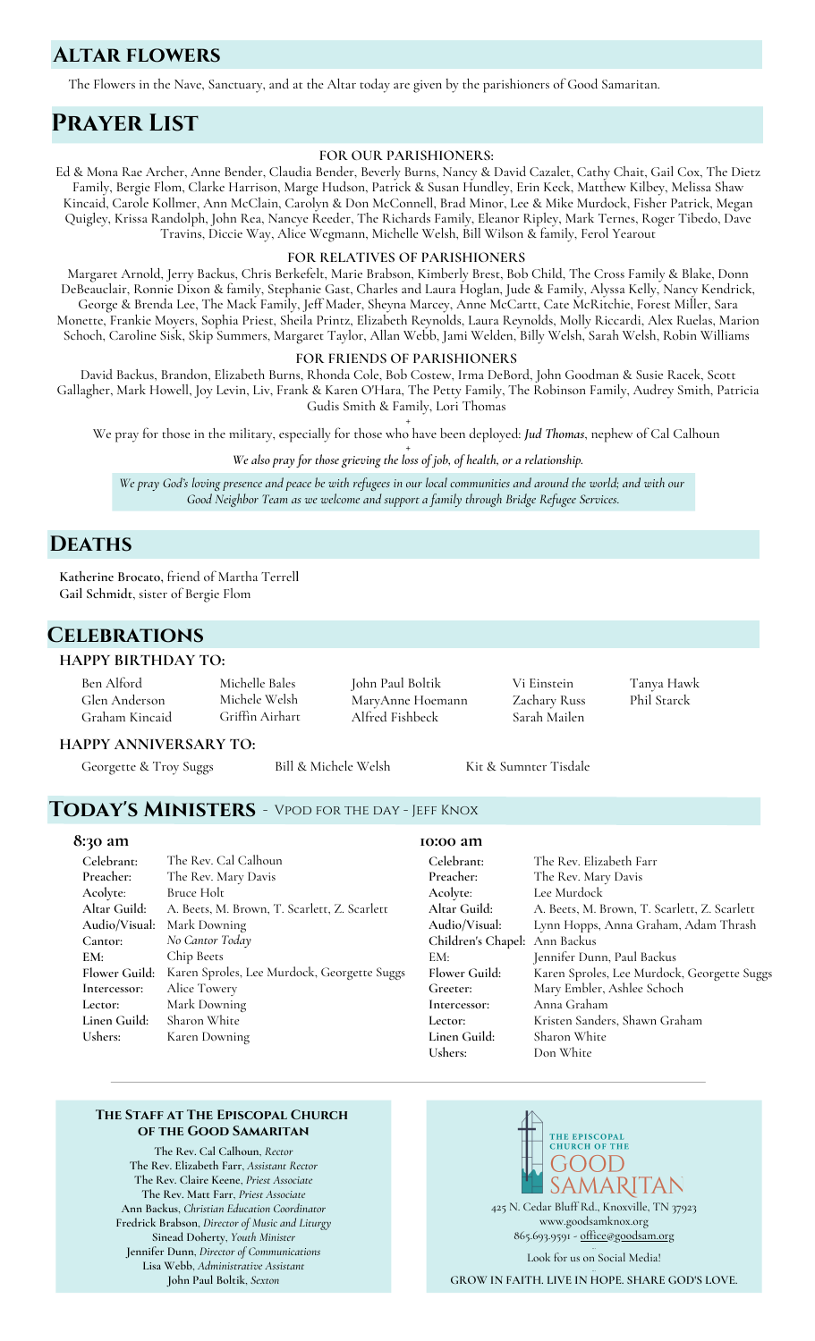## Altar Flowers

The Flowers in the Nave, Sanctuary, and at the Altar today are given by the parishioners of Good Samaritan.

## Prayer List

### FOR OUR PARISHIONERS:

Ed & Mona Rae Archer, Anne Bender, Claudia Bender, Beverly Burns, Nancy & David Cazalet, Cathy Chait, Gail Cox, The Dietz Family, Bergie Flom, Clarke Harrison, Marge Hudson, Patrick & Susan Hundley, Erin Keck, Matthew Kilbey, Melissa Shaw Kincaid, Carole Kollmer, Ann McClain, Carolyn & Don McConnell, Brad Minor, Lee & Mike Murdock, Fisher Patrick, Megan Quigley, Krissa Randolph, John Rea, Nancye Reeder, The Richards Family, Eleanor Ripley, Mark Ternes, Roger Tibedo, Dave Travins, Diccie Way, Alice Wegmann, Michelle Welsh, Bill Wilson & family, Ferol Yearout

### FOR RELATIVES OF PARISHIONERS

Margaret Arnold, Jerry Backus, Chris Berkefelt, Marie Brabson, Kimberly Brest, Bob Child, The Cross Family & Blake, Donn DeBeauclair, Ronnie Dixon & family, Stephanie Gast, Charles and Laura Hoglan, Jude & Family, Alyssa Kelly, Nancy Kendrick, George & Brenda Lee, The Mack Family, Jeff Mader, Sheyna Marcey, Anne McCartt, Cate McRitchie, Forest Miller, Sara Monette, Frankie Moyers, Sophia Priest, Sheila Printz, Elizabeth Reynolds, Laura Reynolds, Molly Riccardi, Alex Ruelas, Marion Schoch, Caroline Sisk, Skip Summers, Margaret Taylor, Allan Webb, Jami Welden, Billy Welsh, Sarah Welsh, Robin Williams

### FOR FRIENDS OF PARISHIONERS

David Backus, Brandon, Elizabeth Burns, Rhonda Cole, Bob Costew, Irma DeBord, John Goodman & Susie Racek, Scott Gallagher, Mark Howell, Joy Levin, Liv, Frank & Karen O'Hara, The Petty Family, The Robinson Family, Audrey Smith, Patricia Gudis Smith & Family, Lori Thomas

+

We pray for those in the military, especially for those who have been deployed: ***Jud Thomas***, nephew of Cal Calhoun

+

*We also pray for those grieving the loss of job, of health, or a relationship.*

*We pray God's loving presence and peace be with refugees in our local communities and around the world; and with our Good Neighbor Team as we welcome and support a family through Bridge Refugee Services.*

## Deaths

**Katherine Brocato**, friend of Martha Terrell
**Gail Schmidt**, sister of Bergie Flom

## Celebrations

### HAPPY BIRTHDAY TO:

Ben Alford
Glen Anderson
Graham Kincaid
Michelle Bales
Michele Welsh
Griffin Airhart
John Paul Boltik
MaryAnne Hoemann
Alfred Fishbeck
Vi Einstein
Zachary Russ
Sarah Mailen
Tanya Hawk
Phil Starck

### HAPPY ANNIVERSARY TO:

Georgette & Troy Suggs
Bill & Michele Welsh
Kit & Sumnter Tisdale

## Today's Ministers - VPOD for the day - Jeff Knox

### 8:30 am

| | |
|---|---|
| **Celebrant:** | The Rev. Cal Calhoun |
| **Preacher:** | The Rev. Mary Davis |
| **Acolyte:** | Bruce Holt |
| **Altar Guild:** | A. Beets, M. Brown, T. Scarlett, Z. Scarlett |
| **Audio/Visual:** | Mark Downing |
| **Cantor:** | *No Cantor Today* |
| **EM:** | Chip Beets |
| **Flower Guild:** | Karen Sproles, Lee Murdock, Georgette Suggs |
| **Intercessor:** | Alice Towery |
| **Lector:** | Mark Downing |
| **Linen Guild:** | Sharon White |
| **Ushers:** | Karen Downing |

### 10:00 am

| | |
|---|---|
| **Celebrant:** | The Rev. Elizabeth Farr |
| **Preacher:** | The Rev. Mary Davis |
| **Acolyte:** | Lee Murdock |
| **Altar Guild:** | A. Beets, M. Brown, T. Scarlett, Z. Scarlett |
| **Audio/Visual:** | Lynn Hopps, Anna Graham, Adam Thrash |
| **Children's Chapel:** | Ann Backus |
| **EM:** | Jennifer Dunn, Paul Backus |
| **Flower Guild:** | Karen Sproles, Lee Murdock, Georgette Suggs |
| **Greeter:** | Mary Embler, Ashlee Schoch |
| **Intercessor:** | Anna Graham |
| **Lector:** | Kristen Sanders, Shawn Graham |
| **Linen Guild:** | Sharon White |
| **Ushers:** | Don White |

### The Staff at The Episcopal Church of the Good Samaritan

**The Rev. Cal Calhoun**, *Rector*
**The Rev. Elizabeth Farr**, *Assistant Rector*
**The Rev. Claire Keene**, *Priest Associate*
**The Rev. Matt Farr**, *Priest Associate*
**Ann Backus**, *Christian Education Coordinator*
**Fredrick Brabson**, *Director of Music and Liturgy*
**Sinead Doherty**, *Youth Minister*
**Jennifer Dunn**, *Director of Communications*
**Lisa Webb**, *Administrative Assistant*
**John Paul Boltik**, *Sexton*

THE EPISCOPAL CHURCH OF THE GOOD SAMARITAN

425 N. Cedar Bluff Rd., Knoxville, TN 37923
www.goodsamknox.org
865.693.9591 - office@goodsam.org

Look for us on Social Media!

GROW IN FAITH. LIVE IN HOPE. SHARE GOD'S LOVE.